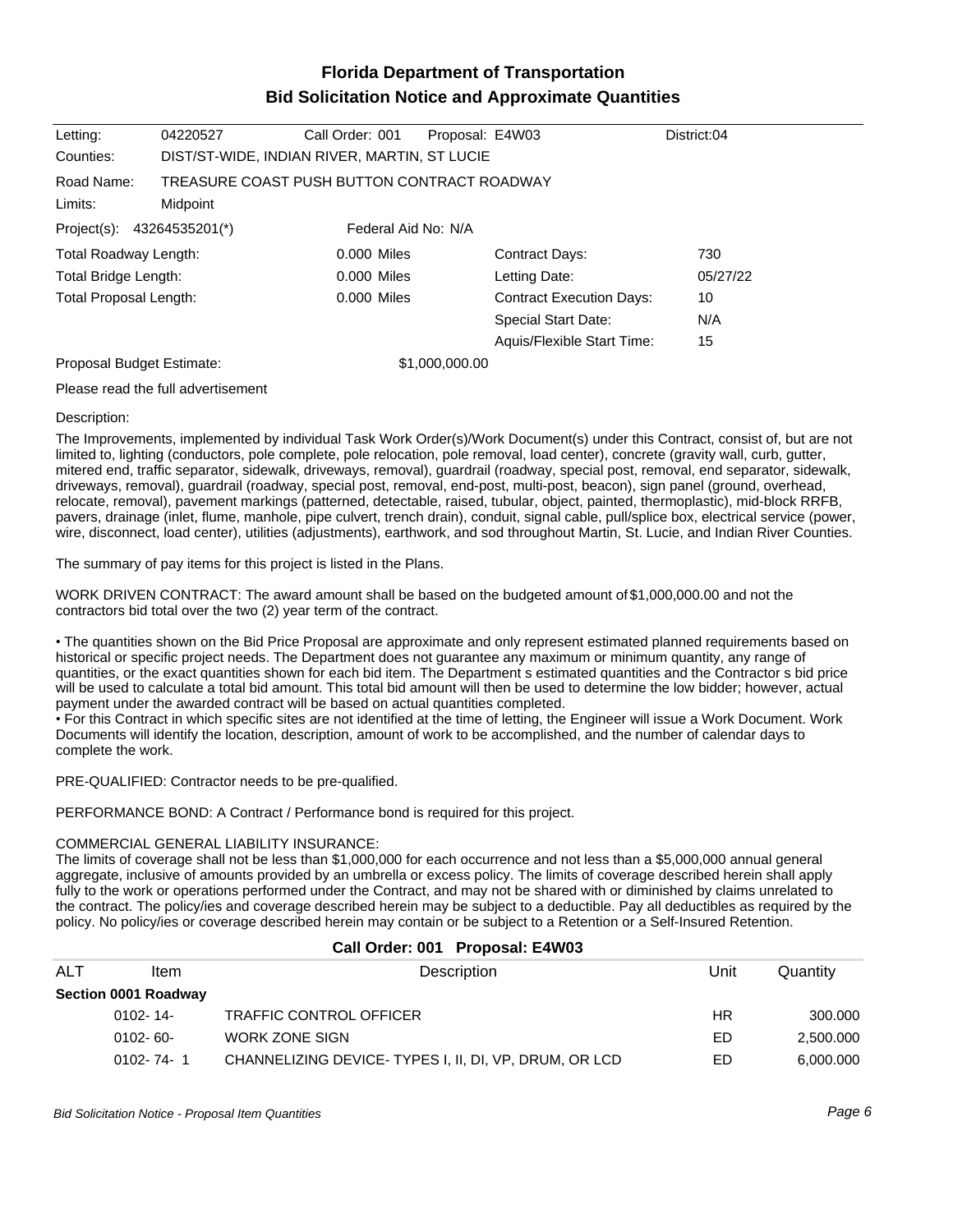# Florida Department of Transportation
## Bid Solicitation Notice and Approximate Quantities

| | | | | |
|---|---|---|---|---|
| Letting: | 04220527 | Call Order: 001 | Proposal: E4W03 | District:04 |
| Counties: | DIST/ST-WIDE, INDIAN RIVER, MARTIN, ST LUCIE | | | |
| Road Name: | TREASURE COAST PUSH BUTTON CONTRACT ROADWAY | | | |
| Limits: | Midpoint | | | |
| Project(s): | 43264535201(*) | Federal Aid No: N/A | | |

| | | | |
|---|---|---|---|
| Total Roadway Length: | 0.000 Miles | Contract Days: | 730 |
| Total Bridge Length: | 0.000 Miles | Letting Date: | 05/27/22 |
| Total Proposal Length: | 0.000 Miles | Contract Execution Days: | 10 |
| | | Special Start Date: | N/A |
| | | Aquis/Flexible Start Time: | 15 |
| Proposal Budget Estimate: | $1,000,000.00 | | |

Please read the full advertisement

Description:

The Improvements, implemented by individual Task Work Order(s)/Work Document(s) under this Contract, consist of, but are not limited to, lighting (conductors, pole complete, pole relocation, pole removal, load center), concrete (gravity wall, curb, gutter, mitered end, traffic separator, sidewalk, driveways, removal), guardrail (roadway, special post, removal, end separator, sidewalk, driveways, removal), guardrail (roadway, special post, removal, end-post, multi-post, beacon), sign panel (ground, overhead, relocate, removal), pavement markings (patterned, detectable, raised, tubular, object, painted, thermoplastic), mid-block RRFB, pavers, drainage (inlet, flume, manhole, pipe culvert, trench drain), conduit, signal cable, pull/splice box, electrical service (power, wire, disconnect, load center), utilities (adjustments), earthwork, and sod throughout Martin, St. Lucie, and Indian River Counties.

The summary of pay items for this project is listed in the Plans.

WORK DRIVEN CONTRACT: The award amount shall be based on the budgeted amount of $1,000,000.00 and not the contractors bid total over the two (2) year term of the contract.

• The quantities shown on the Bid Price Proposal are approximate and only represent estimated planned requirements based on historical or specific project needs. The Department does not guarantee any maximum or minimum quantity, any range of quantities, or the exact quantities shown for each bid item. The Department s estimated quantities and the Contractor s bid price will be used to calculate a total bid amount. This total bid amount will then be used to determine the low bidder; however, actual payment under the awarded contract will be based on actual quantities completed.
• For this Contract in which specific sites are not identified at the time of letting, the Engineer will issue a Work Document. Work Documents will identify the location, description, amount of work to be accomplished, and the number of calendar days to complete the work.

PRE-QUALIFIED: Contractor needs to be pre-qualified.

PERFORMANCE BOND: A Contract / Performance bond is required for this project.

COMMERCIAL GENERAL LIABILITY INSURANCE:
The limits of coverage shall not be less than $1,000,000 for each occurrence and not less than a $5,000,000 annual general aggregate, inclusive of amounts provided by an umbrella or excess policy. The limits of coverage described herein shall apply fully to the work or operations performed under the Contract, and may not be shared with or diminished by claims unrelated to the contract. The policy/ies and coverage described herein may be subject to a deductible. Pay all deductibles as required by the policy. No policy/ies or coverage described herein may contain or be subject to a Retention or a Self-Insured Retention.

### Call Order: 001 Proposal: E4W03

| ALT | Item | Description | Unit | Quantity |
|---|---|---|---|---|
| **Section 0001 Roadway** | | | | |
| | 0102- 14- | TRAFFIC CONTROL OFFICER | HR | 300.000 |
| | 0102- 60- | WORK ZONE SIGN | ED | 2,500.000 |
| | 0102- 74- 1 | CHANNELIZING DEVICE- TYPES I, II, DI, VP, DRUM, OR LCD | ED | 6,000.000 |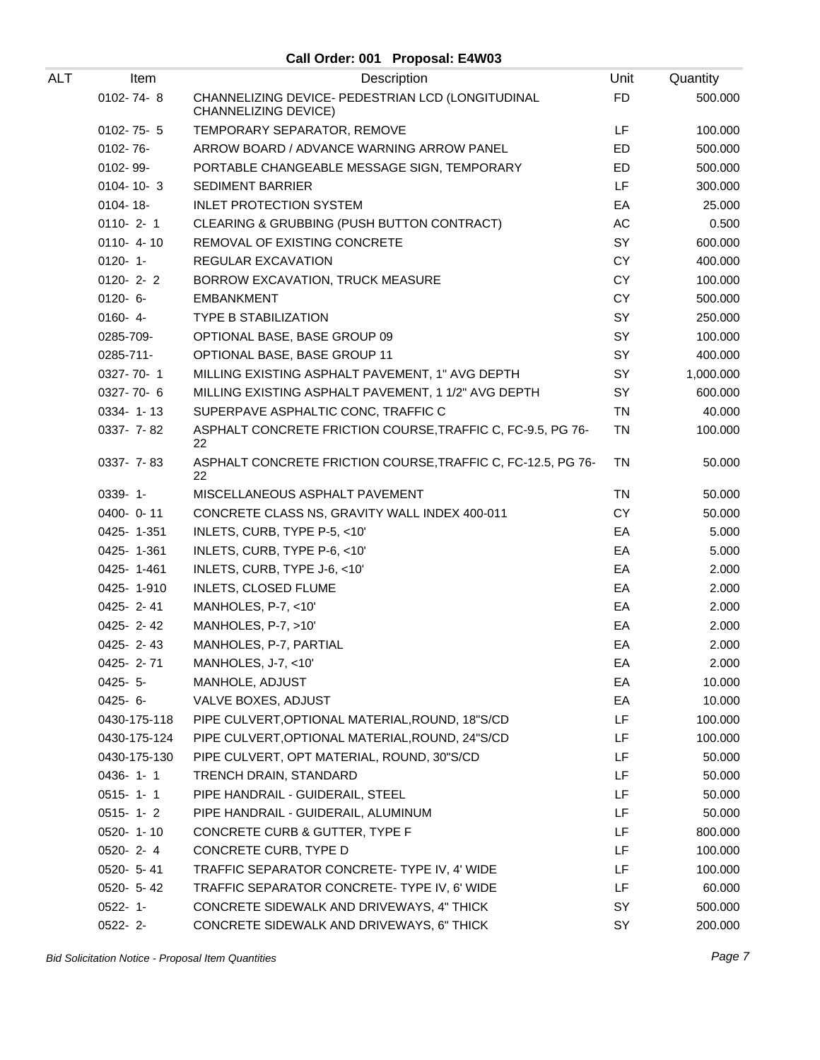**Call Order: 001 Proposal: E4W03**

| ALT | Item | Description | Unit | Quantity |
|---|---|---|---|---|
| | 0102- 74- 8 | CHANNELIZING DEVICE- PEDESTRIAN LCD (LONGITUDINAL CHANNELIZING DEVICE) | FD | 500.000 |
| | 0102- 75- 5 | TEMPORARY SEPARATOR, REMOVE | LF | 100.000 |
| | 0102- 76- | ARROW BOARD / ADVANCE WARNING ARROW PANEL | ED | 500.000 |
| | 0102- 99- | PORTABLE CHANGEABLE MESSAGE SIGN, TEMPORARY | ED | 500.000 |
| | 0104- 10- 3 | SEDIMENT BARRIER | LF | 300.000 |
| | 0104- 18- | INLET PROTECTION SYSTEM | EA | 25.000 |
| | 0110- 2- 1 | CLEARING & GRUBBING (PUSH BUTTON CONTRACT) | AC | 0.500 |
| | 0110- 4- 10 | REMOVAL OF EXISTING CONCRETE | SY | 600.000 |
| | 0120- 1- | REGULAR EXCAVATION | CY | 400.000 |
| | 0120- 2- 2 | BORROW EXCAVATION, TRUCK MEASURE | CY | 100.000 |
| | 0120- 6- | EMBANKMENT | CY | 500.000 |
| | 0160- 4- | TYPE B STABILIZATION | SY | 250.000 |
| | 0285-709- | OPTIONAL BASE, BASE GROUP 09 | SY | 100.000 |
| | 0285-711- | OPTIONAL BASE, BASE GROUP 11 | SY | 400.000 |
| | 0327- 70- 1 | MILLING EXISTING ASPHALT PAVEMENT, 1" AVG DEPTH | SY | 1,000.000 |
| | 0327- 70- 6 | MILLING EXISTING ASPHALT PAVEMENT, 1 1/2" AVG DEPTH | SY | 600.000 |
| | 0334- 1- 13 | SUPERPAVE ASPHALTIC CONC, TRAFFIC C | TN | 40.000 |
| | 0337- 7- 82 | ASPHALT CONCRETE FRICTION COURSE,TRAFFIC C, FC-9.5, PG 76-22 | TN | 100.000 |
| | 0337- 7- 83 | ASPHALT CONCRETE FRICTION COURSE,TRAFFIC C, FC-12.5, PG 76-22 | TN | 50.000 |
| | 0339- 1- | MISCELLANEOUS ASPHALT PAVEMENT | TN | 50.000 |
| | 0400- 0- 11 | CONCRETE CLASS NS, GRAVITY WALL INDEX 400-011 | CY | 50.000 |
| | 0425- 1-351 | INLETS, CURB, TYPE P-5, <10' | EA | 5.000 |
| | 0425- 1-361 | INLETS, CURB, TYPE P-6, <10' | EA | 5.000 |
| | 0425- 1-461 | INLETS, CURB, TYPE J-6, <10' | EA | 2.000 |
| | 0425- 1-910 | INLETS, CLOSED FLUME | EA | 2.000 |
| | 0425- 2- 41 | MANHOLES, P-7, <10' | EA | 2.000 |
| | 0425- 2- 42 | MANHOLES, P-7, >10' | EA | 2.000 |
| | 0425- 2- 43 | MANHOLES, P-7, PARTIAL | EA | 2.000 |
| | 0425- 2- 71 | MANHOLES, J-7, <10' | EA | 2.000 |
| | 0425- 5- | MANHOLE, ADJUST | EA | 10.000 |
| | 0425- 6- | VALVE BOXES, ADJUST | EA | 10.000 |
| | 0430-175-118 | PIPE CULVERT,OPTIONAL MATERIAL,ROUND, 18"S/CD | LF | 100.000 |
| | 0430-175-124 | PIPE CULVERT,OPTIONAL MATERIAL,ROUND, 24"S/CD | LF | 100.000 |
| | 0430-175-130 | PIPE CULVERT, OPT MATERIAL, ROUND, 30"S/CD | LF | 50.000 |
| | 0436- 1- 1 | TRENCH DRAIN, STANDARD | LF | 50.000 |
| | 0515- 1- 1 | PIPE HANDRAIL - GUIDERAIL, STEEL | LF | 50.000 |
| | 0515- 1- 2 | PIPE HANDRAIL - GUIDERAIL, ALUMINUM | LF | 50.000 |
| | 0520- 1- 10 | CONCRETE CURB & GUTTER, TYPE F | LF | 800.000 |
| | 0520- 2- 4 | CONCRETE CURB, TYPE D | LF | 100.000 |
| | 0520- 5- 41 | TRAFFIC SEPARATOR CONCRETE- TYPE IV, 4' WIDE | LF | 100.000 |
| | 0520- 5- 42 | TRAFFIC SEPARATOR CONCRETE- TYPE IV, 6' WIDE | LF | 60.000 |
| | 0522- 1- | CONCRETE SIDEWALK AND DRIVEWAYS, 4" THICK | SY | 500.000 |
| | 0522- 2- | CONCRETE SIDEWALK AND DRIVEWAYS, 6" THICK | SY | 200.000 |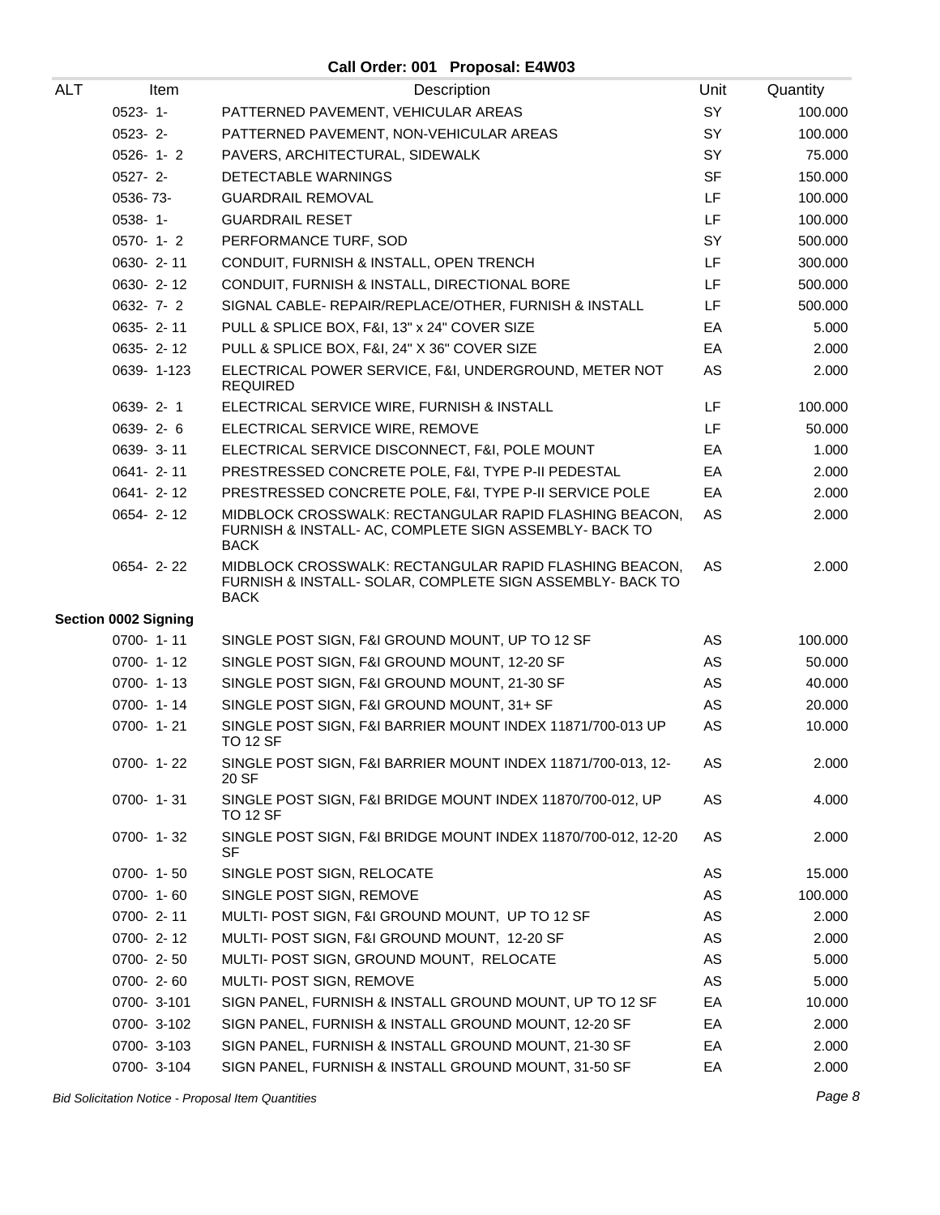## Call Order: 001 Proposal: E4W03

| ALT | Item | Description | Unit | Quantity |
|---|---|---|---|---|
| | 0523- 1- | PATTERNED PAVEMENT, VEHICULAR AREAS | SY | 100.000 |
| | 0523- 2- | PATTERNED PAVEMENT, NON-VEHICULAR AREAS | SY | 100.000 |
| | 0526- 1- 2 | PAVERS, ARCHITECTURAL, SIDEWALK | SY | 75.000 |
| | 0527- 2- | DETECTABLE WARNINGS | SF | 150.000 |
| | 0536- 73- | GUARDRAIL REMOVAL | LF | 100.000 |
| | 0538- 1- | GUARDRAIL RESET | LF | 100.000 |
| | 0570- 1- 2 | PERFORMANCE TURF, SOD | SY | 500.000 |
| | 0630- 2- 11 | CONDUIT, FURNISH & INSTALL, OPEN TRENCH | LF | 300.000 |
| | 0630- 2- 12 | CONDUIT, FURNISH & INSTALL, DIRECTIONAL BORE | LF | 500.000 |
| | 0632- 7- 2 | SIGNAL CABLE- REPAIR/REPLACE/OTHER, FURNISH & INSTALL | LF | 500.000 |
| | 0635- 2- 11 | PULL & SPLICE BOX, F&I, 13" x 24" COVER SIZE | EA | 5.000 |
| | 0635- 2- 12 | PULL & SPLICE BOX, F&I, 24" X 36" COVER SIZE | EA | 2.000 |
| | 0639- 1-123 | ELECTRICAL POWER SERVICE, F&I, UNDERGROUND, METER NOT REQUIRED | AS | 2.000 |
| | 0639- 2- 1 | ELECTRICAL SERVICE WIRE, FURNISH & INSTALL | LF | 100.000 |
| | 0639- 2- 6 | ELECTRICAL SERVICE WIRE, REMOVE | LF | 50.000 |
| | 0639- 3- 11 | ELECTRICAL SERVICE DISCONNECT, F&I, POLE MOUNT | EA | 1.000 |
| | 0641- 2- 11 | PRESTRESSED CONCRETE POLE, F&I, TYPE P-II PEDESTAL | EA | 2.000 |
| | 0641- 2- 12 | PRESTRESSED CONCRETE POLE, F&I, TYPE P-II SERVICE POLE | EA | 2.000 |
| | 0654- 2- 12 | MIDBLOCK CROSSWALK: RECTANGULAR RAPID FLASHING BEACON, FURNISH & INSTALL- AC, COMPLETE SIGN ASSEMBLY- BACK TO BACK | AS | 2.000 |
| | 0654- 2- 22 | MIDBLOCK CROSSWALK: RECTANGULAR RAPID FLASHING BEACON, FURNISH & INSTALL- SOLAR, COMPLETE SIGN ASSEMBLY- BACK TO BACK | AS | 2.000 |
| **Section 0002 Signing** | | | | |
| | 0700- 1- 11 | SINGLE POST SIGN, F&I GROUND MOUNT, UP TO 12 SF | AS | 100.000 |
| | 0700- 1- 12 | SINGLE POST SIGN, F&I GROUND MOUNT, 12-20 SF | AS | 50.000 |
| | 0700- 1- 13 | SINGLE POST SIGN, F&I GROUND MOUNT, 21-30 SF | AS | 40.000 |
| | 0700- 1- 14 | SINGLE POST SIGN, F&I GROUND MOUNT, 31+ SF | AS | 20.000 |
| | 0700- 1- 21 | SINGLE POST SIGN, F&I BARRIER MOUNT INDEX 11871/700-013 UP TO 12 SF | AS | 10.000 |
| | 0700- 1- 22 | SINGLE POST SIGN, F&I BARRIER MOUNT INDEX 11871/700-013, 12-20 SF | AS | 2.000 |
| | 0700- 1- 31 | SINGLE POST SIGN, F&I BRIDGE MOUNT INDEX 11870/700-012, UP TO 12 SF | AS | 4.000 |
| | 0700- 1- 32 | SINGLE POST SIGN, F&I BRIDGE MOUNT INDEX 11870/700-012, 12-20 SF | AS | 2.000 |
| | 0700- 1- 50 | SINGLE POST SIGN, RELOCATE | AS | 15.000 |
| | 0700- 1- 60 | SINGLE POST SIGN, REMOVE | AS | 100.000 |
| | 0700- 2- 11 | MULTI- POST SIGN, F&I GROUND MOUNT, UP TO 12 SF | AS | 2.000 |
| | 0700- 2- 12 | MULTI- POST SIGN, F&I GROUND MOUNT, 12-20 SF | AS | 2.000 |
| | 0700- 2- 50 | MULTI- POST SIGN, GROUND MOUNT, RELOCATE | AS | 5.000 |
| | 0700- 2- 60 | MULTI- POST SIGN, REMOVE | AS | 5.000 |
| | 0700- 3-101 | SIGN PANEL, FURNISH & INSTALL GROUND MOUNT, UP TO 12 SF | EA | 10.000 |
| | 0700- 3-102 | SIGN PANEL, FURNISH & INSTALL GROUND MOUNT, 12-20 SF | EA | 2.000 |
| | 0700- 3-103 | SIGN PANEL, FURNISH & INSTALL GROUND MOUNT, 21-30 SF | EA | 2.000 |
| | 0700- 3-104 | SIGN PANEL, FURNISH & INSTALL GROUND MOUNT, 31-50 SF | EA | 2.000 |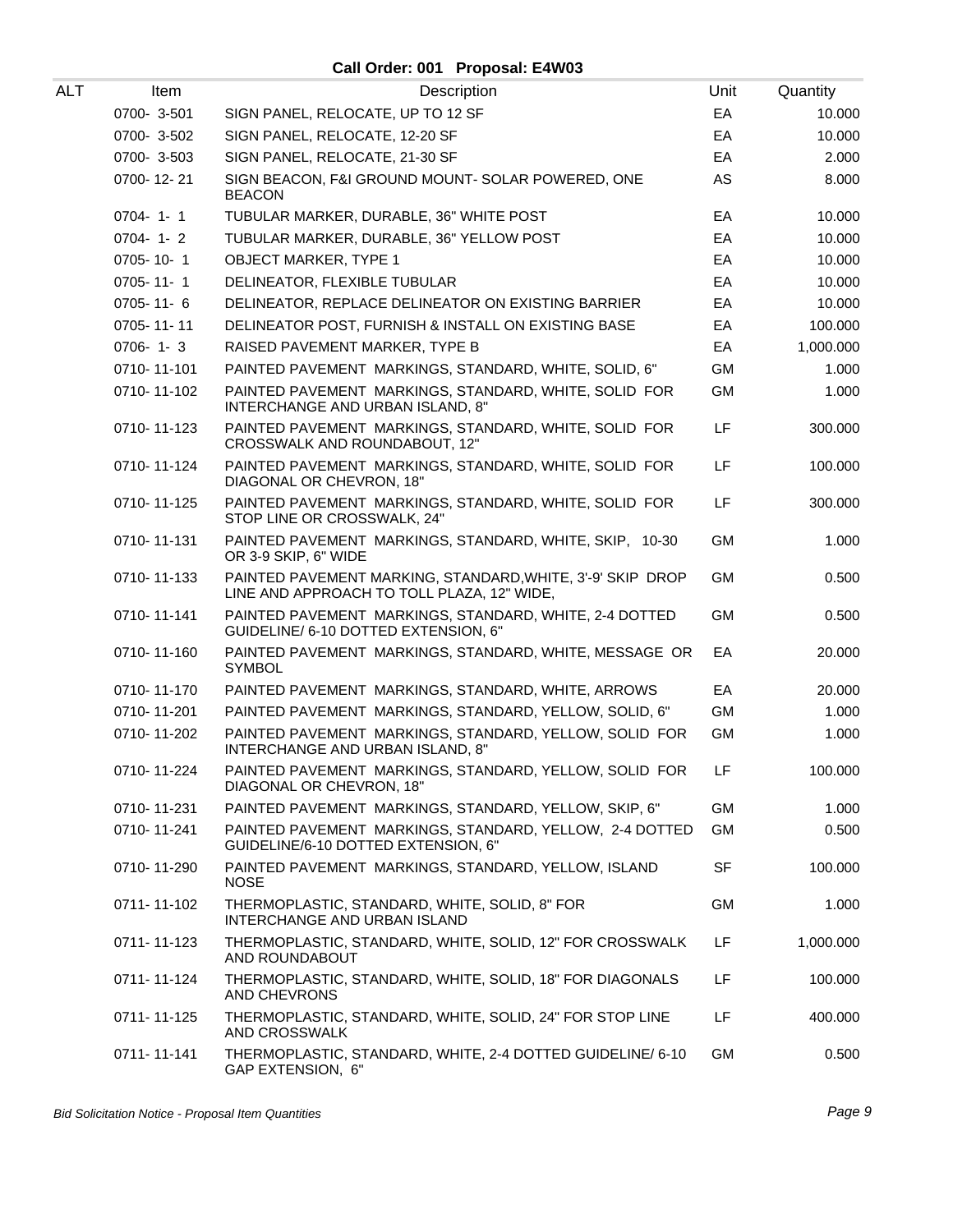**Call Order: 001 Proposal: E4W03**

| ALT | Item | Description | Unit | Quantity |
|---|---|---|---|---|
| | 0700- 3-501 | SIGN PANEL, RELOCATE, UP TO 12 SF | EA | 10.000 |
| | 0700- 3-502 | SIGN PANEL, RELOCATE, 12-20 SF | EA | 10.000 |
| | 0700- 3-503 | SIGN PANEL, RELOCATE, 21-30 SF | EA | 2.000 |
| | 0700- 12- 21 | SIGN BEACON, F&I GROUND MOUNT- SOLAR POWERED, ONE BEACON | AS | 8.000 |
| | 0704- 1- 1 | TUBULAR MARKER, DURABLE, 36" WHITE POST | EA | 10.000 |
| | 0704- 1- 2 | TUBULAR MARKER, DURABLE, 36" YELLOW POST | EA | 10.000 |
| | 0705- 10- 1 | OBJECT MARKER, TYPE 1 | EA | 10.000 |
| | 0705- 11- 1 | DELINEATOR, FLEXIBLE TUBULAR | EA | 10.000 |
| | 0705- 11- 6 | DELINEATOR, REPLACE DELINEATOR ON EXISTING BARRIER | EA | 10.000 |
| | 0705- 11- 11 | DELINEATOR POST, FURNISH & INSTALL ON EXISTING BASE | EA | 100.000 |
| | 0706- 1- 3 | RAISED PAVEMENT MARKER, TYPE B | EA | 1,000.000 |
| | 0710- 11-101 | PAINTED PAVEMENT MARKINGS, STANDARD, WHITE, SOLID, 6" | GM | 1.000 |
| | 0710- 11-102 | PAINTED PAVEMENT MARKINGS, STANDARD, WHITE, SOLID FOR INTERCHANGE AND URBAN ISLAND, 8" | GM | 1.000 |
| | 0710- 11-123 | PAINTED PAVEMENT MARKINGS, STANDARD, WHITE, SOLID FOR CROSSWALK AND ROUNDABOUT, 12" | LF | 300.000 |
| | 0710- 11-124 | PAINTED PAVEMENT MARKINGS, STANDARD, WHITE, SOLID FOR DIAGONAL OR CHEVRON, 18" | LF | 100.000 |
| | 0710- 11-125 | PAINTED PAVEMENT MARKINGS, STANDARD, WHITE, SOLID FOR STOP LINE OR CROSSWALK, 24" | LF | 300.000 |
| | 0710- 11-131 | PAINTED PAVEMENT MARKINGS, STANDARD, WHITE, SKIP, 10-30 OR 3-9 SKIP, 6" WIDE | GM | 1.000 |
| | 0710- 11-133 | PAINTED PAVEMENT MARKING, STANDARD,WHITE, 3'-9' SKIP DROP LINE AND APPROACH TO TOLL PLAZA, 12" WIDE, | GM | 0.500 |
| | 0710- 11-141 | PAINTED PAVEMENT MARKINGS, STANDARD, WHITE, 2-4 DOTTED GUIDELINE/ 6-10 DOTTED EXTENSION, 6" | GM | 0.500 |
| | 0710- 11-160 | PAINTED PAVEMENT MARKINGS, STANDARD, WHITE, MESSAGE OR SYMBOL | EA | 20.000 |
| | 0710- 11-170 | PAINTED PAVEMENT MARKINGS, STANDARD, WHITE, ARROWS | EA | 20.000 |
| | 0710- 11-201 | PAINTED PAVEMENT MARKINGS, STANDARD, YELLOW, SOLID, 6" | GM | 1.000 |
| | 0710- 11-202 | PAINTED PAVEMENT MARKINGS, STANDARD, YELLOW, SOLID FOR INTERCHANGE AND URBAN ISLAND, 8" | GM | 1.000 |
| | 0710- 11-224 | PAINTED PAVEMENT MARKINGS, STANDARD, YELLOW, SOLID FOR DIAGONAL OR CHEVRON, 18" | LF | 100.000 |
| | 0710- 11-231 | PAINTED PAVEMENT MARKINGS, STANDARD, YELLOW, SKIP, 6" | GM | 1.000 |
| | 0710- 11-241 | PAINTED PAVEMENT MARKINGS, STANDARD, YELLOW, 2-4 DOTTED GUIDELINE/6-10 DOTTED EXTENSION, 6" | GM | 0.500 |
| | 0710- 11-290 | PAINTED PAVEMENT MARKINGS, STANDARD, YELLOW, ISLAND NOSE | SF | 100.000 |
| | 0711- 11-102 | THERMOPLASTIC, STANDARD, WHITE, SOLID, 8" FOR INTERCHANGE AND URBAN ISLAND | GM | 1.000 |
| | 0711- 11-123 | THERMOPLASTIC, STANDARD, WHITE, SOLID, 12" FOR CROSSWALK AND ROUNDABOUT | LF | 1,000.000 |
| | 0711- 11-124 | THERMOPLASTIC, STANDARD, WHITE, SOLID, 18" FOR DIAGONALS AND CHEVRONS | LF | 100.000 |
| | 0711- 11-125 | THERMOPLASTIC, STANDARD, WHITE, SOLID, 24" FOR STOP LINE AND CROSSWALK | LF | 400.000 |
| | 0711- 11-141 | THERMOPLASTIC, STANDARD, WHITE, 2-4 DOTTED GUIDELINE/ 6-10 GAP EXTENSION, 6" | GM | 0.500 |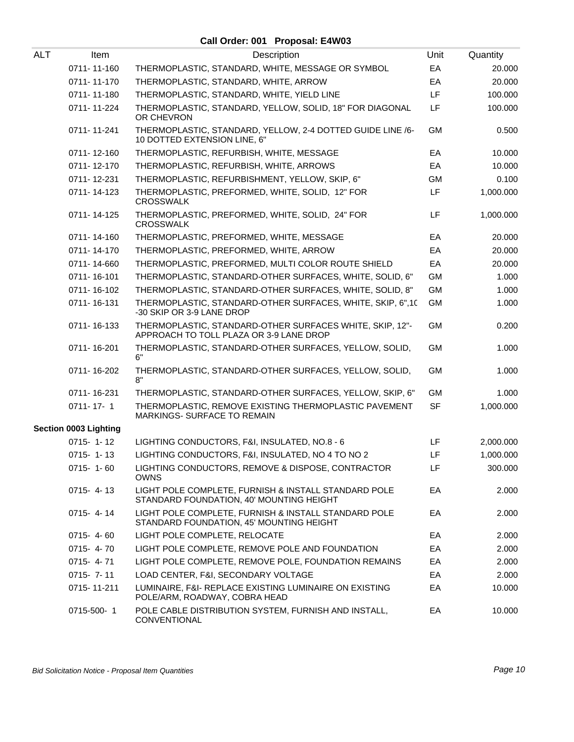## Call Order: 001 Proposal: E4W03

| ALT | Item | Description | Unit | Quantity |
|---|---|---|---|---|
| | 0711- 11-160 | THERMOPLASTIC, STANDARD, WHITE, MESSAGE OR SYMBOL | EA | 20.000 |
| | 0711- 11-170 | THERMOPLASTIC, STANDARD, WHITE, ARROW | EA | 20.000 |
| | 0711- 11-180 | THERMOPLASTIC, STANDARD, WHITE, YIELD LINE | LF | 100.000 |
| | 0711- 11-224 | THERMOPLASTIC, STANDARD, YELLOW, SOLID, 18" FOR DIAGONAL OR CHEVRON | LF | 100.000 |
| | 0711- 11-241 | THERMOPLASTIC, STANDARD, YELLOW, 2-4 DOTTED GUIDE LINE /6-10 DOTTED EXTENSION LINE, 6" | GM | 0.500 |
| | 0711- 12-160 | THERMOPLASTIC, REFURBISH, WHITE, MESSAGE | EA | 10.000 |
| | 0711- 12-170 | THERMOPLASTIC, REFURBISH, WHITE, ARROWS | EA | 10.000 |
| | 0711- 12-231 | THERMOPLASTIC, REFURBISHMENT, YELLOW, SKIP, 6" | GM | 0.100 |
| | 0711- 14-123 | THERMOPLASTIC, PREFORMED, WHITE, SOLID, 12" FOR CROSSWALK | LF | 1,000.000 |
| | 0711- 14-125 | THERMOPLASTIC, PREFORMED, WHITE, SOLID, 24" FOR CROSSWALK | LF | 1,000.000 |
| | 0711- 14-160 | THERMOPLASTIC, PREFORMED, WHITE, MESSAGE | EA | 20.000 |
| | 0711- 14-170 | THERMOPLASTIC, PREFORMED, WHITE, ARROW | EA | 20.000 |
| | 0711- 14-660 | THERMOPLASTIC, PREFORMED, MULTI COLOR ROUTE SHIELD | EA | 20.000 |
| | 0711- 16-101 | THERMOPLASTIC, STANDARD-OTHER SURFACES, WHITE, SOLID, 6" | GM | 1.000 |
| | 0711- 16-102 | THERMOPLASTIC, STANDARD-OTHER SURFACES, WHITE, SOLID, 8" | GM | 1.000 |
| | 0711- 16-131 | THERMOPLASTIC, STANDARD-OTHER SURFACES, WHITE, SKIP, 6",10-30 SKIP OR 3-9 LANE DROP | GM | 1.000 |
| | 0711- 16-133 | THERMOPLASTIC, STANDARD-OTHER SURFACES WHITE, SKIP, 12"-APPROACH TO TOLL PLAZA OR 3-9 LANE DROP | GM | 0.200 |
| | 0711- 16-201 | THERMOPLASTIC, STANDARD-OTHER SURFACES, YELLOW, SOLID, 6" | GM | 1.000 |
| | 0711- 16-202 | THERMOPLASTIC, STANDARD-OTHER SURFACES, YELLOW, SOLID, 8" | GM | 1.000 |
| | 0711- 16-231 | THERMOPLASTIC, STANDARD-OTHER SURFACES, YELLOW, SKIP, 6" | GM | 1.000 |
| | 0711- 17- 1 | THERMOPLASTIC, REMOVE EXISTING THERMOPLASTIC PAVEMENT MARKINGS- SURFACE TO REMAIN | SF | 1,000.000 |
| **Section 0003 Lighting** | | | | |
| | 0715- 1- 12 | LIGHTING CONDUCTORS, F&I, INSULATED, NO.8 - 6 | LF | 2,000.000 |
| | 0715- 1- 13 | LIGHTING CONDUCTORS, F&I, INSULATED, NO 4 TO NO 2 | LF | 1,000.000 |
| | 0715- 1- 60 | LIGHTING CONDUCTORS, REMOVE & DISPOSE, CONTRACTOR OWNS | LF | 300.000 |
| | 0715- 4- 13 | LIGHT POLE COMPLETE, FURNISH & INSTALL STANDARD POLE STANDARD FOUNDATION, 40' MOUNTING HEIGHT | EA | 2.000 |
| | 0715- 4- 14 | LIGHT POLE COMPLETE, FURNISH & INSTALL STANDARD POLE STANDARD FOUNDATION, 45' MOUNTING HEIGHT | EA | 2.000 |
| | 0715- 4- 60 | LIGHT POLE COMPLETE, RELOCATE | EA | 2.000 |
| | 0715- 4- 70 | LIGHT POLE COMPLETE, REMOVE POLE AND FOUNDATION | EA | 2.000 |
| | 0715- 4- 71 | LIGHT POLE COMPLETE, REMOVE POLE, FOUNDATION REMAINS | EA | 2.000 |
| | 0715- 7- 11 | LOAD CENTER, F&I, SECONDARY VOLTAGE | EA | 2.000 |
| | 0715- 11-211 | LUMINAIRE, F&I- REPLACE EXISTING LUMINAIRE ON EXISTING POLE/ARM, ROADWAY, COBRA HEAD | EA | 10.000 |
| | 0715-500- 1 | POLE CABLE DISTRIBUTION SYSTEM, FURNISH AND INSTALL, CONVENTIONAL | EA | 10.000 |